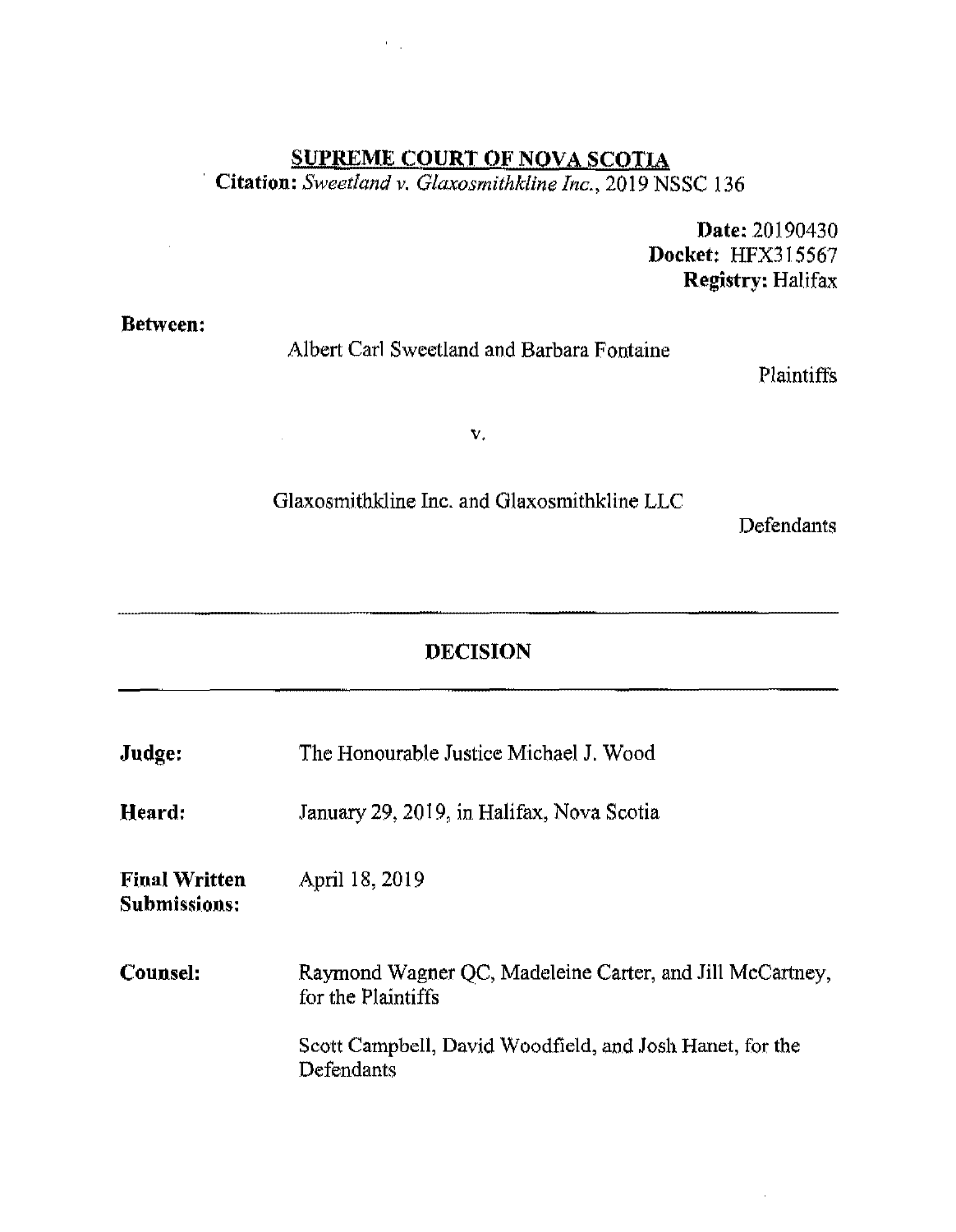**SUPREME COURT OF NOVA SCOTIA**
**Citation:** *Sweetland v. Glaxosmithkline Inc.*, 2019 NSSC 136

**Date:** 20190430
**Docket:** HFX315567
**Registry:** Halifax

**Between:**

Albert Carl Sweetland and Barbara Fontaine

Plaintiffs

v.

Glaxosmithkline Inc. and Glaxosmithkline LLC

Defendants

---

# DECISION

---

| | |
|---|---|
| **Judge:** | The Honourable Justice Michael J. Wood |
| **Heard:** | January 29, 2019, in Halifax, Nova Scotia |
| **Final Written Submissions:** | April 18, 2019 |
| **Counsel:** | Raymond Wagner QC, Madeleine Carter, and Jill McCartney, for the Plaintiffs<br><br>Scott Campbell, David Woodfield, and Josh Hanet, for the Defendants |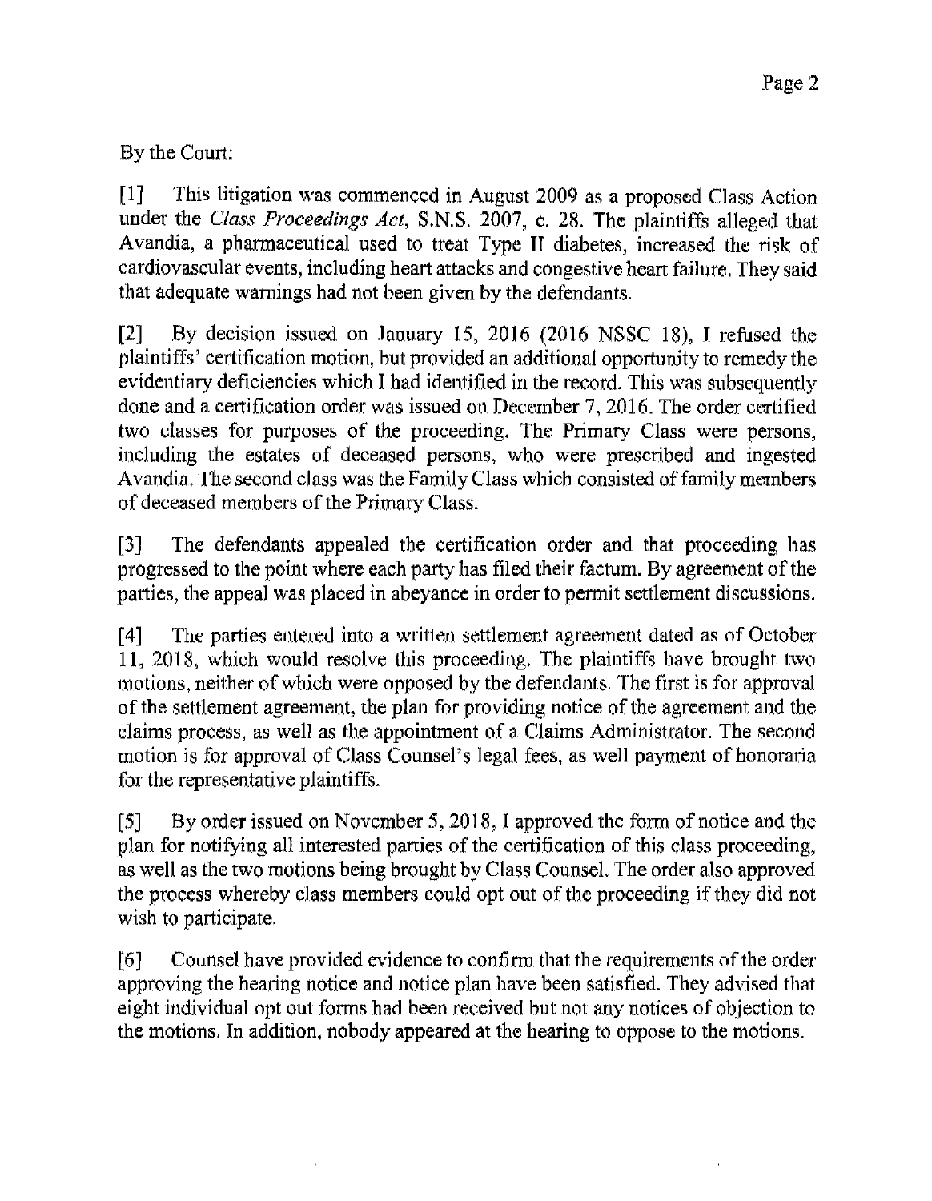By the Court:

[1] This litigation was commenced in August 2009 as a proposed Class Action under the *Class Proceedings Act*, S.N.S. 2007, c. 28. The plaintiffs alleged that Avandia, a pharmaceutical used to treat Type II diabetes, increased the risk of cardiovascular events, including heart attacks and congestive heart failure. They said that adequate warnings had not been given by the defendants.

[2] By decision issued on January 15, 2016 (2016 NSSC 18), I refused the plaintiffs' certification motion, but provided an additional opportunity to remedy the evidentiary deficiencies which I had identified in the record. This was subsequently done and a certification order was issued on December 7, 2016. The order certified two classes for purposes of the proceeding. The Primary Class were persons, including the estates of deceased persons, who were prescribed and ingested Avandia. The second class was the Family Class which consisted of family members of deceased members of the Primary Class.

[3] The defendants appealed the certification order and that proceeding has progressed to the point where each party has filed their factum. By agreement of the parties, the appeal was placed in abeyance in order to permit settlement discussions.

[4] The parties entered into a written settlement agreement dated as of October 11, 2018, which would resolve this proceeding. The plaintiffs have brought two motions, neither of which were opposed by the defendants. The first is for approval of the settlement agreement, the plan for providing notice of the agreement and the claims process, as well as the appointment of a Claims Administrator. The second motion is for approval of Class Counsel's legal fees, as well payment of honoraria for the representative plaintiffs.

[5] By order issued on November 5, 2018, I approved the form of notice and the plan for notifying all interested parties of the certification of this class proceeding, as well as the two motions being brought by Class Counsel. The order also approved the process whereby class members could opt out of the proceeding if they did not wish to participate.

[6] Counsel have provided evidence to confirm that the requirements of the order approving the hearing notice and notice plan have been satisfied. They advised that eight individual opt out forms had been received but not any notices of objection to the motions. In addition, nobody appeared at the hearing to oppose to the motions.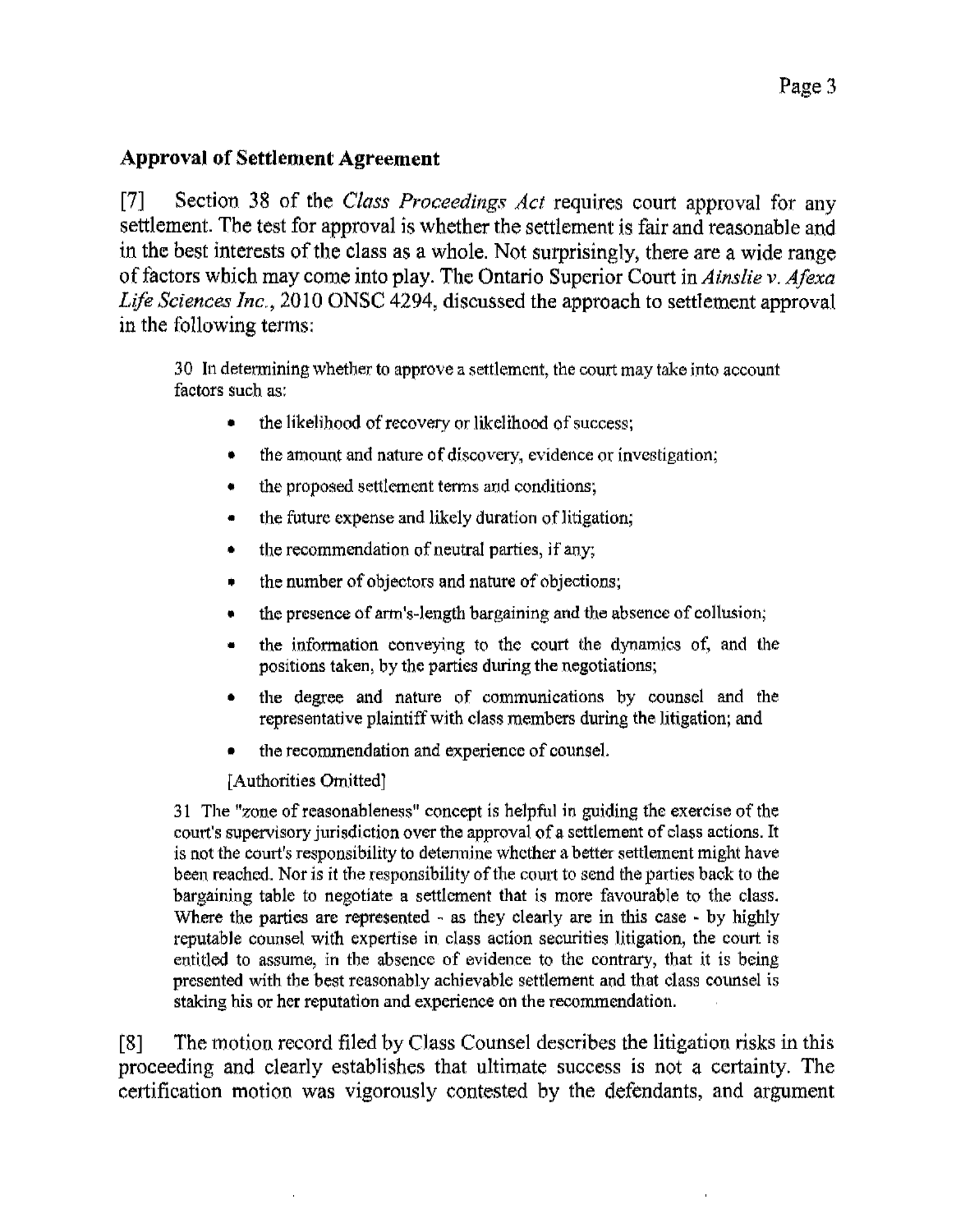## Approval of Settlement Agreement

[7] Section 38 of the *Class Proceedings Act* requires court approval for any settlement. The test for approval is whether the settlement is fair and reasonable and in the best interests of the class as a whole. Not surprisingly, there are a wide range of factors which may come into play. The Ontario Superior Court in *Ainslie v. Afexa Life Sciences Inc.*, 2010 ONSC 4294, discussed the approach to settlement approval in the following terms:

> 30 In determining whether to approve a settlement, the court may take into account factors such as:
>
> - the likelihood of recovery or likelihood of success;
> - the amount and nature of discovery, evidence or investigation;
> - the proposed settlement terms and conditions;
> - the future expense and likely duration of litigation;
> - the recommendation of neutral parties, if any;
> - the number of objectors and nature of objections;
> - the presence of arm's-length bargaining and the absence of collusion;
> - the information conveying to the court the dynamics of, and the positions taken, by the parties during the negotiations;
> - the degree and nature of communications by counsel and the representative plaintiff with class members during the litigation; and
> - the recommendation and experience of counsel.
>
> [Authorities Omitted]
>
> 31 The "zone of reasonableness" concept is helpful in guiding the exercise of the court's supervisory jurisdiction over the approval of a settlement of class actions. It is not the court's responsibility to determine whether a better settlement might have been reached. Nor is it the responsibility of the court to send the parties back to the bargaining table to negotiate a settlement that is more favourable to the class. Where the parties are represented - as they clearly are in this case - by highly reputable counsel with expertise in class action securities litigation, the court is entitled to assume, in the absence of evidence to the contrary, that it is being presented with the best reasonably achievable settlement and that class counsel is staking his or her reputation and experience on the recommendation.

[8] The motion record filed by Class Counsel describes the litigation risks in this proceeding and clearly establishes that ultimate success is not a certainty. The certification motion was vigorously contested by the defendants, and argument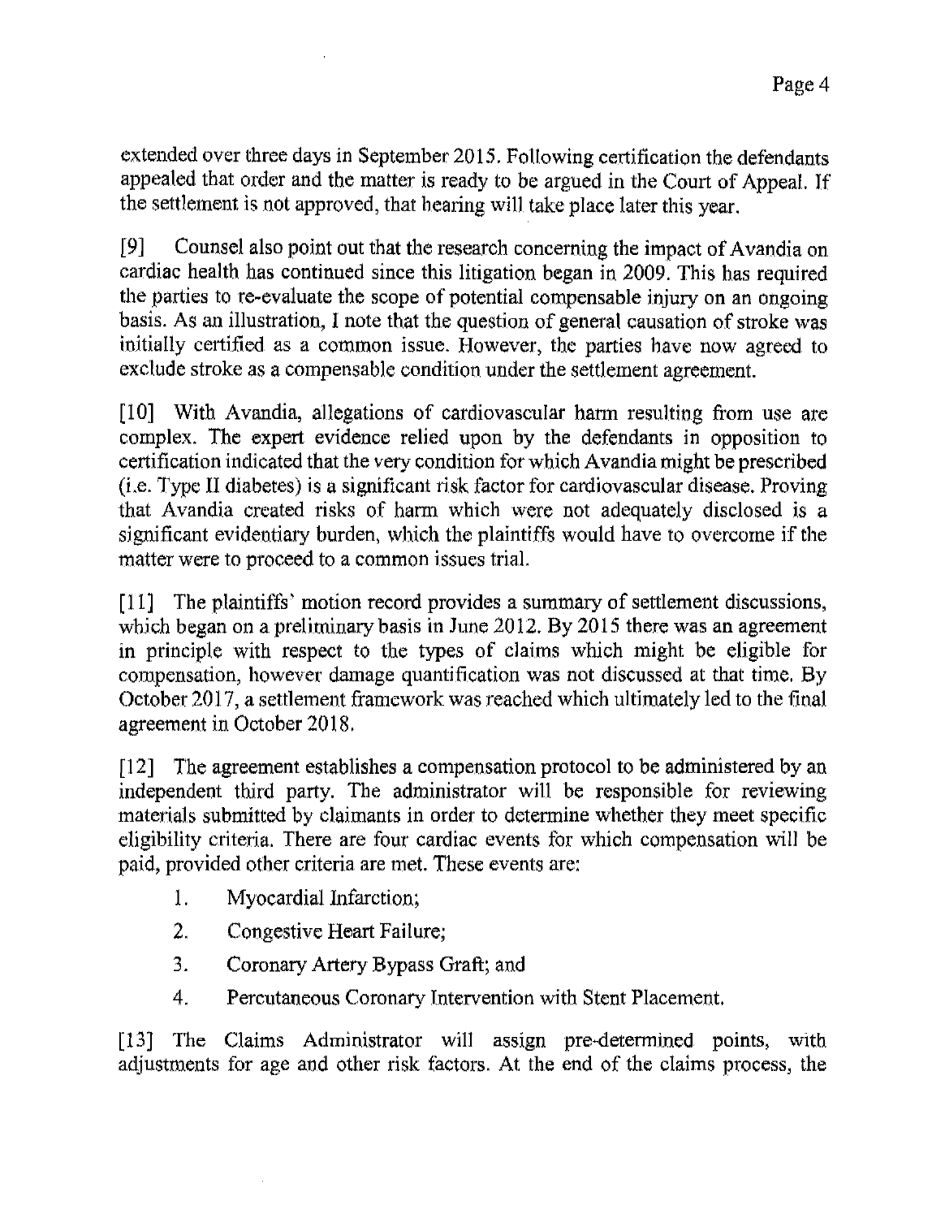extended over three days in September 2015. Following certification the defendants appealed that order and the matter is ready to be argued in the Court of Appeal. If the settlement is not approved, that hearing will take place later this year.

[9] Counsel also point out that the research concerning the impact of Avandia on cardiac health has continued since this litigation began in 2009. This has required the parties to re-evaluate the scope of potential compensable injury on an ongoing basis. As an illustration, I note that the question of general causation of stroke was initially certified as a common issue. However, the parties have now agreed to exclude stroke as a compensable condition under the settlement agreement.

[10] With Avandia, allegations of cardiovascular harm resulting from use are complex. The expert evidence relied upon by the defendants in opposition to certification indicated that the very condition for which Avandia might be prescribed (i.e. Type II diabetes) is a significant risk factor for cardiovascular disease. Proving that Avandia created risks of harm which were not adequately disclosed is a significant evidentiary burden, which the plaintiffs would have to overcome if the matter were to proceed to a common issues trial.

[11] The plaintiffs' motion record provides a summary of settlement discussions, which began on a preliminary basis in June 2012. By 2015 there was an agreement in principle with respect to the types of claims which might be eligible for compensation, however damage quantification was not discussed at that time. By October 2017, a settlement framework was reached which ultimately led to the final agreement in October 2018.

[12] The agreement establishes a compensation protocol to be administered by an independent third party. The administrator will be responsible for reviewing materials submitted by claimants in order to determine whether they meet specific eligibility criteria. There are four cardiac events for which compensation will be paid, provided other criteria are met. These events are:

1. Myocardial Infarction;
2. Congestive Heart Failure;
3. Coronary Artery Bypass Graft; and
4. Percutaneous Coronary Intervention with Stent Placement.

[13] The Claims Administrator will assign pre-determined points, with adjustments for age and other risk factors. At the end of the claims process, the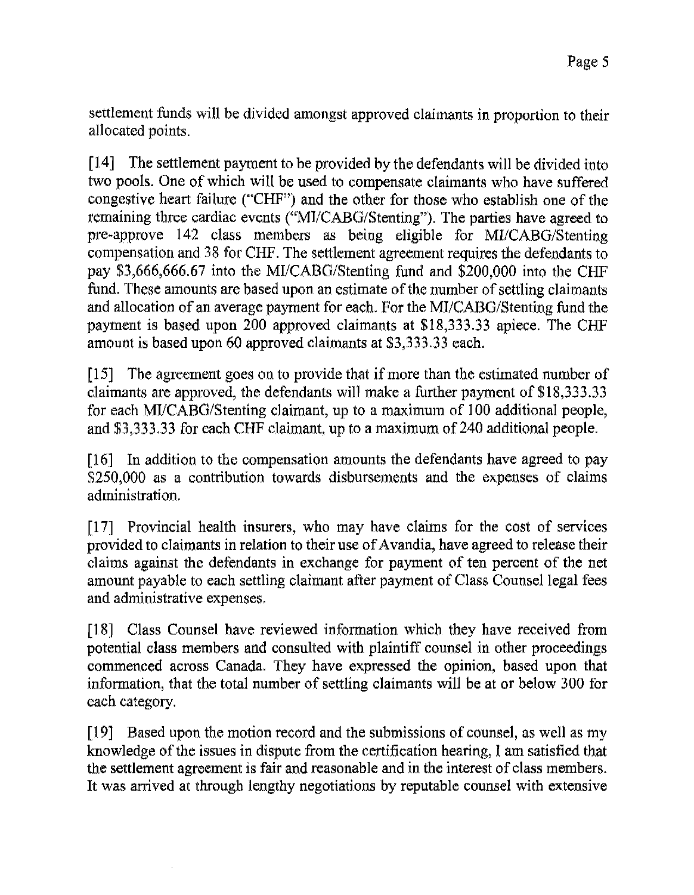settlement funds will be divided amongst approved claimants in proportion to their allocated points.

[14] The settlement payment to be provided by the defendants will be divided into two pools. One of which will be used to compensate claimants who have suffered congestive heart failure ("CHF") and the other for those who establish one of the remaining three cardiac events ("MI/CABG/Stenting"). The parties have agreed to pre-approve 142 class members as being eligible for MI/CABG/Stenting compensation and 38 for CHF. The settlement agreement requires the defendants to pay $3,666,666.67 into the MI/CABG/Stenting fund and $200,000 into the CHF fund. These amounts are based upon an estimate of the number of settling claimants and allocation of an average payment for each. For the MI/CABG/Stenting fund the payment is based upon 200 approved claimants at $18,333.33 apiece. The CHF amount is based upon 60 approved claimants at $3,333.33 each.

[15] The agreement goes on to provide that if more than the estimated number of claimants are approved, the defendants will make a further payment of $18,333.33 for each MI/CABG/Stenting claimant, up to a maximum of 100 additional people, and $3,333.33 for each CHF claimant, up to a maximum of 240 additional people.

[16] In addition to the compensation amounts the defendants have agreed to pay $250,000 as a contribution towards disbursements and the expenses of claims administration.

[17] Provincial health insurers, who may have claims for the cost of services provided to claimants in relation to their use of Avandia, have agreed to release their claims against the defendants in exchange for payment of ten percent of the net amount payable to each settling claimant after payment of Class Counsel legal fees and administrative expenses.

[18] Class Counsel have reviewed information which they have received from potential class members and consulted with plaintiff counsel in other proceedings commenced across Canada. They have expressed the opinion, based upon that information, that the total number of settling claimants will be at or below 300 for each category.

[19] Based upon the motion record and the submissions of counsel, as well as my knowledge of the issues in dispute from the certification hearing, I am satisfied that the settlement agreement is fair and reasonable and in the interest of class members. It was arrived at through lengthy negotiations by reputable counsel with extensive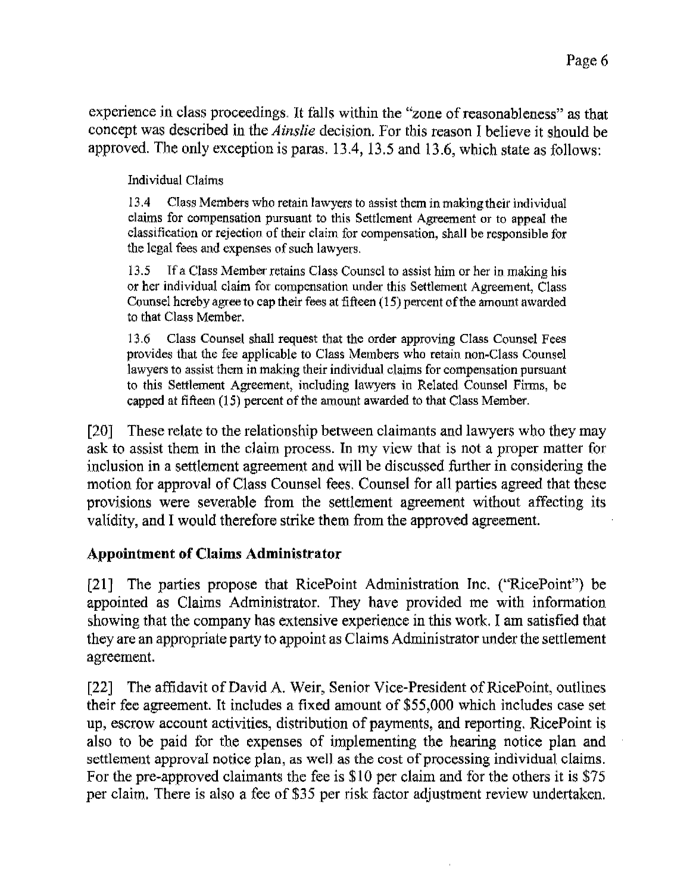experience in class proceedings. It falls within the "zone of reasonableness" as that concept was described in the *Ainslie* decision. For this reason I believe it should be approved. The only exception is paras. 13.4, 13.5 and 13.6, which state as follows:

> Individual Claims
>
> 13.4 Class Members who retain lawyers to assist them in making their individual claims for compensation pursuant to this Settlement Agreement or to appeal the classification or rejection of their claim for compensation, shall be responsible for the legal fees and expenses of such lawyers.
>
> 13.5 If a Class Member retains Class Counsel to assist him or her in making his or her individual claim for compensation under this Settlement Agreement, Class Counsel hereby agree to cap their fees at fifteen (15) percent of the amount awarded to that Class Member.
>
> 13.6 Class Counsel shall request that the order approving Class Counsel Fees provides that the fee applicable to Class Members who retain non-Class Counsel lawyers to assist them in making their individual claims for compensation pursuant to this Settlement Agreement, including lawyers in Related Counsel Firms, be capped at fifteen (15) percent of the amount awarded to that Class Member.

[20] These relate to the relationship between claimants and lawyers who they may ask to assist them in the claim process. In my view that is not a proper matter for inclusion in a settlement agreement and will be discussed further in considering the motion for approval of Class Counsel fees. Counsel for all parties agreed that these provisions were severable from the settlement agreement without affecting its validity, and I would therefore strike them from the approved agreement.

## Appointment of Claims Administrator

[21] The parties propose that RicePoint Administration Inc. ("RicePoint") be appointed as Claims Administrator. They have provided me with information showing that the company has extensive experience in this work. I am satisfied that they are an appropriate party to appoint as Claims Administrator under the settlement agreement.

[22] The affidavit of David A. Weir, Senior Vice-President of RicePoint, outlines their fee agreement. It includes a fixed amount of $55,000 which includes case set up, escrow account activities, distribution of payments, and reporting. RicePoint is also to be paid for the expenses of implementing the hearing notice plan and settlement approval notice plan, as well as the cost of processing individual claims. For the pre-approved claimants the fee is $10 per claim and for the others it is $75 per claim. There is also a fee of $35 per risk factor adjustment review undertaken.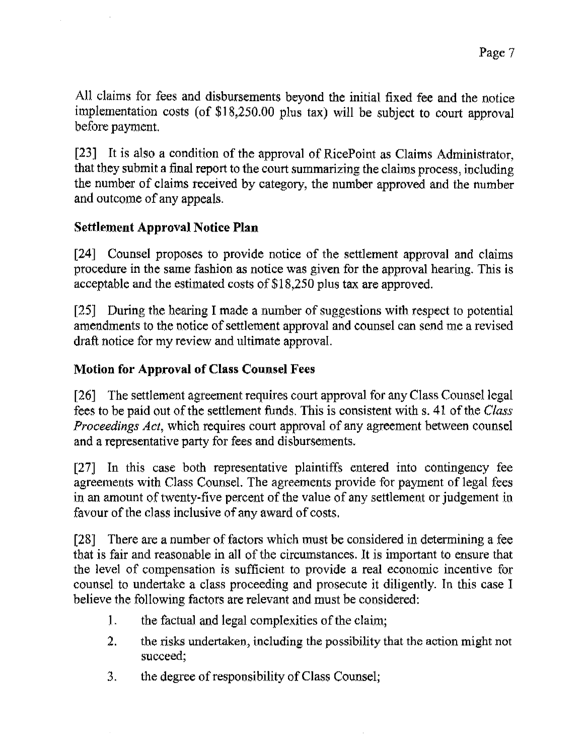All claims for fees and disbursements beyond the initial fixed fee and the notice implementation costs (of $18,250.00 plus tax) will be subject to court approval before payment.

[23] It is also a condition of the approval of RicePoint as Claims Administrator, that they submit a final report to the court summarizing the claims process, including the number of claims received by category, the number approved and the number and outcome of any appeals.

### Settlement Approval Notice Plan

[24] Counsel proposes to provide notice of the settlement approval and claims procedure in the same fashion as notice was given for the approval hearing. This is acceptable and the estimated costs of $18,250 plus tax are approved.

[25] During the hearing I made a number of suggestions with respect to potential amendments to the notice of settlement approval and counsel can send me a revised draft notice for my review and ultimate approval.

### Motion for Approval of Class Counsel Fees

[26] The settlement agreement requires court approval for any Class Counsel legal fees to be paid out of the settlement funds. This is consistent with s. 41 of the *Class Proceedings Act*, which requires court approval of any agreement between counsel and a representative party for fees and disbursements.

[27] In this case both representative plaintiffs entered into contingency fee agreements with Class Counsel. The agreements provide for payment of legal fees in an amount of twenty-five percent of the value of any settlement or judgement in favour of the class inclusive of any award of costs.

[28] There are a number of factors which must be considered in determining a fee that is fair and reasonable in all of the circumstances. It is important to ensure that the level of compensation is sufficient to provide a real economic incentive for counsel to undertake a class proceeding and prosecute it diligently. In this case I believe the following factors are relevant and must be considered:

1. the factual and legal complexities of the claim;
2. the risks undertaken, including the possibility that the action might not succeed;
3. the degree of responsibility of Class Counsel;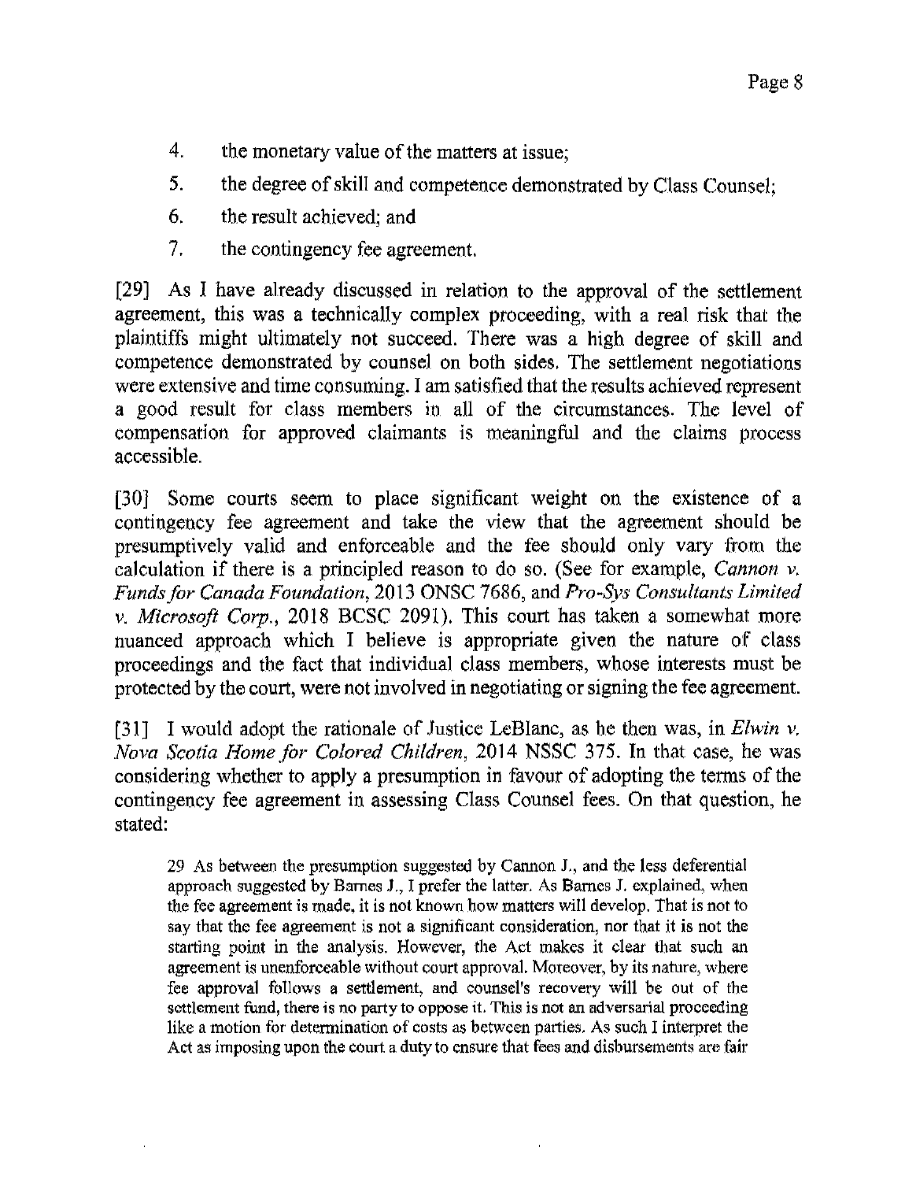4. the monetary value of the matters at issue;
5. the degree of skill and competence demonstrated by Class Counsel;
6. the result achieved; and
7. the contingency fee agreement.

[29] As I have already discussed in relation to the approval of the settlement agreement, this was a technically complex proceeding, with a real risk that the plaintiffs might ultimately not succeed. There was a high degree of skill and competence demonstrated by counsel on both sides. The settlement negotiations were extensive and time consuming. I am satisfied that the results achieved represent a good result for class members in all of the circumstances. The level of compensation for approved claimants is meaningful and the claims process accessible.

[30] Some courts seem to place significant weight on the existence of a contingency fee agreement and take the view that the agreement should be presumptively valid and enforceable and the fee should only vary from the calculation if there is a principled reason to do so. (See for example, *Cannon v. Funds for Canada Foundation*, 2013 ONSC 7686, and *Pro-Sys Consultants Limited v. Microsoft Corp.*, 2018 BCSC 2091). This court has taken a somewhat more nuanced approach which I believe is appropriate given the nature of class proceedings and the fact that individual class members, whose interests must be protected by the court, were not involved in negotiating or signing the fee agreement.

[31] I would adopt the rationale of Justice LeBlanc, as he then was, in *Elwin v. Nova Scotia Home for Colored Children*, 2014 NSSC 375. In that case, he was considering whether to apply a presumption in favour of adopting the terms of the contingency fee agreement in assessing Class Counsel fees. On that question, he stated:

> 29 As between the presumption suggested by Cannon J., and the less deferential approach suggested by Barnes J., I prefer the latter. As Barnes J. explained, when the fee agreement is made, it is not known how matters will develop. That is not to say that the fee agreement is not a significant consideration, nor that it is not the starting point in the analysis. However, the Act makes it clear that such an agreement is unenforceable without court approval. Moreover, by its nature, where fee approval follows a settlement, and counsel's recovery will be out of the settlement fund, there is no party to oppose it. This is not an adversarial proceeding like a motion for determination of costs as between parties. As such I interpret the Act as imposing upon the court a duty to ensure that fees and disbursements are fair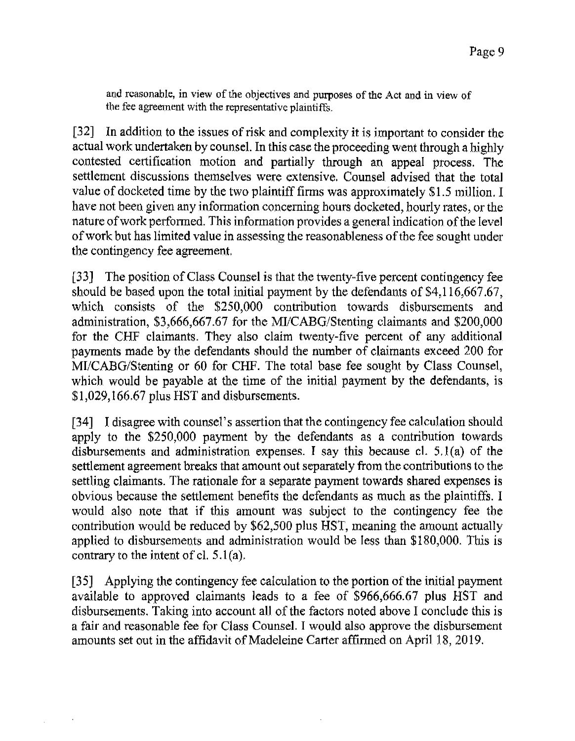and reasonable, in view of the objectives and purposes of the Act and in view of the fee agreement with the representative plaintiffs.

[32] In addition to the issues of risk and complexity it is important to consider the actual work undertaken by counsel. In this case the proceeding went through a highly contested certification motion and partially through an appeal process. The settlement discussions themselves were extensive. Counsel advised that the total value of docketed time by the two plaintiff firms was approximately $1.5 million. I have not been given any information concerning hours docketed, hourly rates, or the nature of work performed. This information provides a general indication of the level of work but has limited value in assessing the reasonableness of the fee sought under the contingency fee agreement.

[33] The position of Class Counsel is that the twenty-five percent contingency fee should be based upon the total initial payment by the defendants of $4,116,667.67, which consists of the $250,000 contribution towards disbursements and administration, $3,666,667.67 for the MI/CABG/Stenting claimants and $200,000 for the CHF claimants. They also claim twenty-five percent of any additional payments made by the defendants should the number of claimants exceed 200 for MI/CABG/Stenting or 60 for CHF. The total base fee sought by Class Counsel, which would be payable at the time of the initial payment by the defendants, is $1,029,166.67 plus HST and disbursements.

[34] I disagree with counsel's assertion that the contingency fee calculation should apply to the $250,000 payment by the defendants as a contribution towards disbursements and administration expenses. I say this because cl. 5.1(a) of the settlement agreement breaks that amount out separately from the contributions to the settling claimants. The rationale for a separate payment towards shared expenses is obvious because the settlement benefits the defendants as much as the plaintiffs. I would also note that if this amount was subject to the contingency fee the contribution would be reduced by $62,500 plus HST, meaning the amount actually applied to disbursements and administration would be less than $180,000. This is contrary to the intent of cl. 5.1(a).

[35] Applying the contingency fee calculation to the portion of the initial payment available to approved claimants leads to a fee of $966,666.67 plus HST and disbursements. Taking into account all of the factors noted above I conclude this is a fair and reasonable fee for Class Counsel. I would also approve the disbursement amounts set out in the affidavit of Madeleine Carter affirmed on April 18, 2019.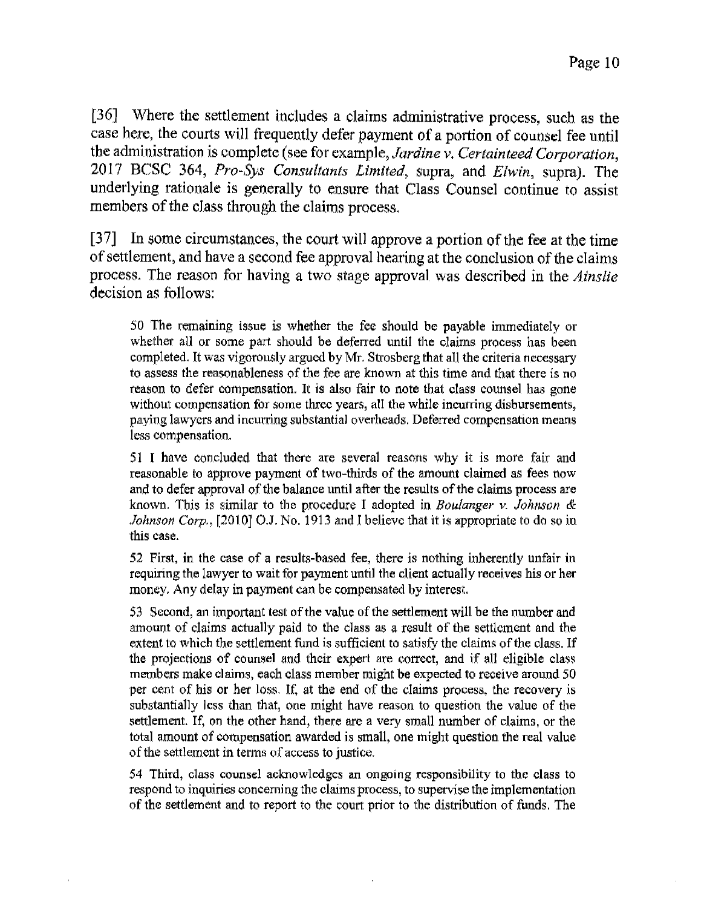[36] Where the settlement includes a claims administrative process, such as the case here, the courts will frequently defer payment of a portion of counsel fee until the administration is complete (see for example, *Jardine v. Certainteed Corporation*, 2017 BCSC 364, *Pro-Sys Consultants Limited*, supra, and *Elwin*, supra). The underlying rationale is generally to ensure that Class Counsel continue to assist members of the class through the claims process.

[37] In some circumstances, the court will approve a portion of the fee at the time of settlement, and have a second fee approval hearing at the conclusion of the claims process. The reason for having a two stage approval was described in the *Ainslie* decision as follows:

> 50 The remaining issue is whether the fee should be payable immediately or whether all or some part should be deferred until the claims process has been completed. It was vigorously argued by Mr. Strosberg that all the criteria necessary to assess the reasonableness of the fee are known at this time and that there is no reason to defer compensation. It is also fair to note that class counsel has gone without compensation for some three years, all the while incurring disbursements, paying lawyers and incurring substantial overheads. Deferred compensation means less compensation.
>
> 51 I have concluded that there are several reasons why it is more fair and reasonable to approve payment of two-thirds of the amount claimed as fees now and to defer approval of the balance until after the results of the claims process are known. This is similar to the procedure I adopted in *Boulanger v. Johnson & Johnson Corp.*, [2010] O.J. No. 1913 and I believe that it is appropriate to do so in this case.
>
> 52 First, in the case of a results-based fee, there is nothing inherently unfair in requiring the lawyer to wait for payment until the client actually receives his or her money. Any delay in payment can be compensated by interest.
>
> 53 Second, an important test of the value of the settlement will be the number and amount of claims actually paid to the class as a result of the settlement and the extent to which the settlement fund is sufficient to satisfy the claims of the class. If the projections of counsel and their expert are correct, and if all eligible class members make claims, each class member might be expected to receive around 50 per cent of his or her loss. If, at the end of the claims process, the recovery is substantially less than that, one might have reason to question the value of the settlement. If, on the other hand, there are a very small number of claims, or the total amount of compensation awarded is small, one might question the real value of the settlement in terms of access to justice.
>
> 54 Third, class counsel acknowledges an ongoing responsibility to the class to respond to inquiries concerning the claims process, to supervise the implementation of the settlement and to report to the court prior to the distribution of funds. The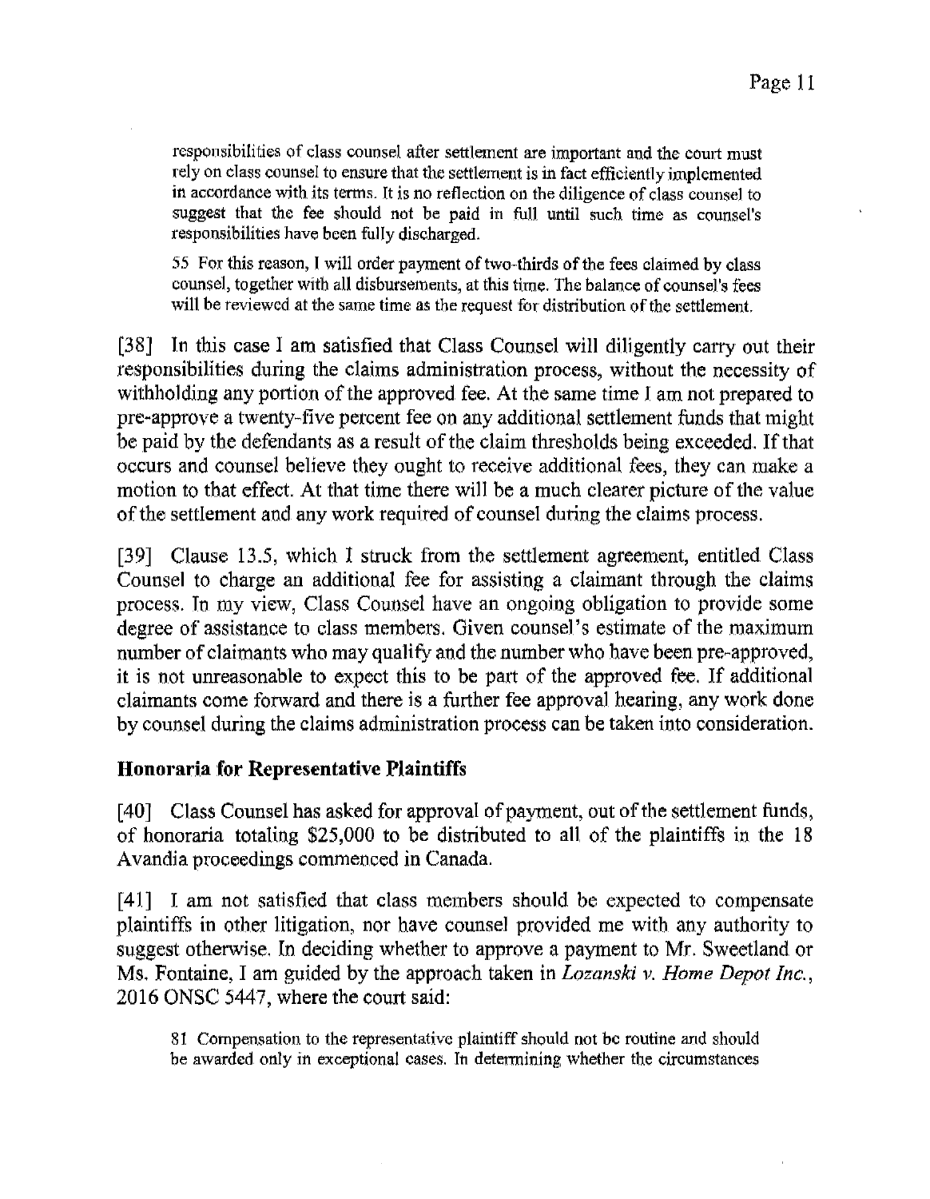> responsibilities of class counsel after settlement are important and the court must rely on class counsel to ensure that the settlement is in fact efficiently implemented in accordance with its terms. It is no reflection on the diligence of class counsel to suggest that the fee should not be paid in full until such time as counsel's responsibilities have been fully discharged.
>
> 55 For this reason, I will order payment of two-thirds of the fees claimed by class counsel, together with all disbursements, at this time. The balance of counsel's fees will be reviewed at the same time as the request for distribution of the settlement.

[38] In this case I am satisfied that Class Counsel will diligently carry out their responsibilities during the claims administration process, without the necessity of withholding any portion of the approved fee. At the same time I am not prepared to pre-approve a twenty-five percent fee on any additional settlement funds that might be paid by the defendants as a result of the claim thresholds being exceeded. If that occurs and counsel believe they ought to receive additional fees, they can make a motion to that effect. At that time there will be a much clearer picture of the value of the settlement and any work required of counsel during the claims process.

[39] Clause 13.5, which I struck from the settlement agreement, entitled Class Counsel to charge an additional fee for assisting a claimant through the claims process. In my view, Class Counsel have an ongoing obligation to provide some degree of assistance to class members. Given counsel's estimate of the maximum number of claimants who may qualify and the number who have been pre-approved, it is not unreasonable to expect this to be part of the approved fee. If additional claimants come forward and there is a further fee approval hearing, any work done by counsel during the claims administration process can be taken into consideration.

## Honoraria for Representative Plaintiffs

[40] Class Counsel has asked for approval of payment, out of the settlement funds, of honoraria totaling $25,000 to be distributed to all of the plaintiffs in the 18 Avandia proceedings commenced in Canada.

[41] I am not satisfied that class members should be expected to compensate plaintiffs in other litigation, nor have counsel provided me with any authority to suggest otherwise. In deciding whether to approve a payment to Mr. Sweetland or Ms. Fontaine, I am guided by the approach taken in *Lozanski v. Home Depot Inc.*, 2016 ONSC 5447, where the court said:

> 81 Compensation to the representative plaintiff should not be routine and should be awarded only in exceptional cases. In determining whether the circumstances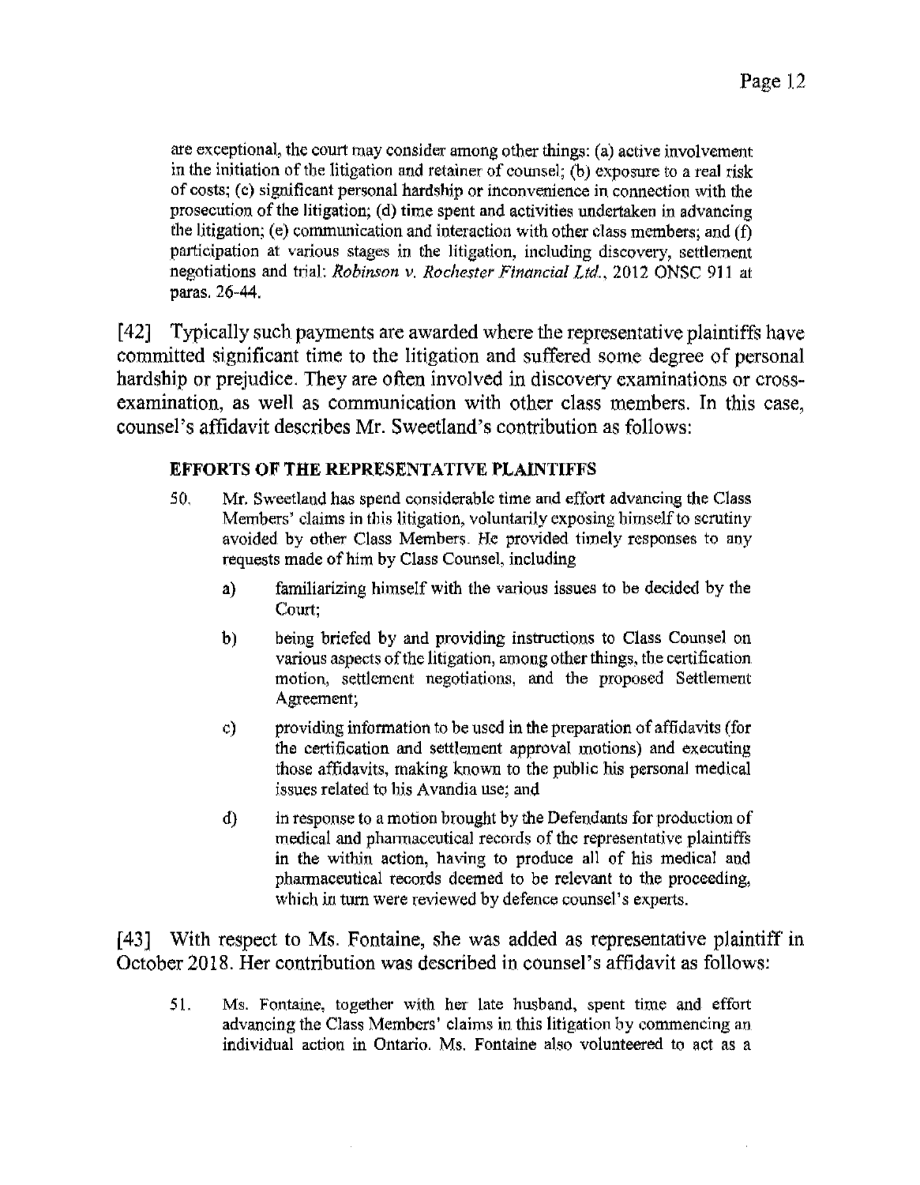are exceptional, the court may consider among other things: (a) active involvement in the initiation of the litigation and retainer of counsel; (b) exposure to a real risk of costs; (c) significant personal hardship or inconvenience in connection with the prosecution of the litigation; (d) time spent and activities undertaken in advancing the litigation; (e) communication and interaction with other class members; and (f) participation at various stages in the litigation, including discovery, settlement negotiations and trial: *Robinson v. Rochester Financial Ltd.*, 2012 ONSC 911 at paras. 26-44.

[42] Typically such payments are awarded where the representative plaintiffs have committed significant time to the litigation and suffered some degree of personal hardship or prejudice. They are often involved in discovery examinations or cross-examination, as well as communication with other class members. In this case, counsel's affidavit describes Mr. Sweetland's contribution as follows:

> **EFFORTS OF THE REPRESENTATIVE PLAINTIFFS**
>
> 50. Mr. Sweetland has spend considerable time and effort advancing the Class Members' claims in this litigation, voluntarily exposing himself to scrutiny avoided by other Class Members. He provided timely responses to any requests made of him by Class Counsel, including
>
>     a) familiarizing himself with the various issues to be decided by the Court;
>
>     b) being briefed by and providing instructions to Class Counsel on various aspects of the litigation, among other things, the certification motion, settlement negotiations, and the proposed Settlement Agreement;
>
>     c) providing information to be used in the preparation of affidavits (for the certification and settlement approval motions) and executing those affidavits, making known to the public his personal medical issues related to his Avandia use; and
>
>     d) in response to a motion brought by the Defendants for production of medical and pharmaceutical records of the representative plaintiffs in the within action, having to produce all of his medical and pharmaceutical records deemed to be relevant to the proceeding, which in turn were reviewed by defence counsel's experts.

[43] With respect to Ms. Fontaine, she was added as representative plaintiff in October 2018. Her contribution was described in counsel's affidavit as follows:

> 51. Ms. Fontaine, together with her late husband, spent time and effort advancing the Class Members' claims in this litigation by commencing an individual action in Ontario. Ms. Fontaine also volunteered to act as a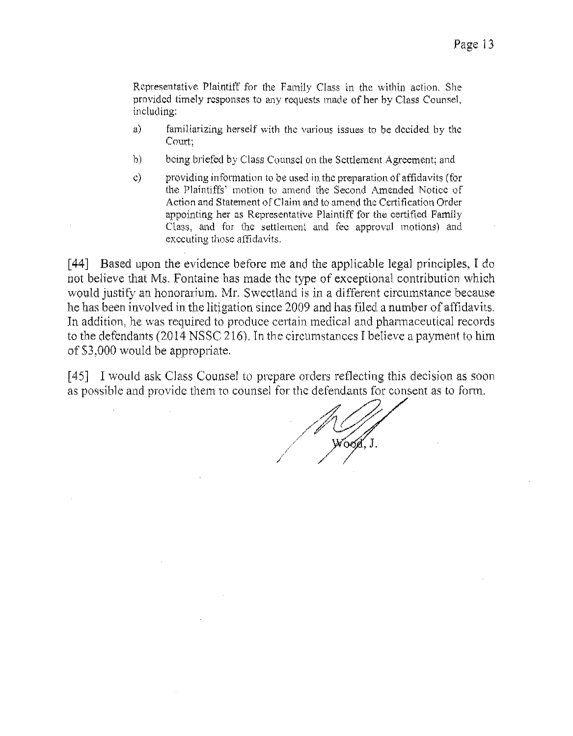Representative Plaintiff for the Family Class in the within action. She provided timely responses to any requests made of her by Class Counsel, including:

a) familiarizing herself with the various issues to be decided by the Court;

b) being briefed by Class Counsel on the Settlement Agreement; and

c) providing information to be used in the preparation of affidavits (for the Plaintiffs' motion to amend the Second Amended Notice of Action and Statement of Claim and to amend the Certification Order appointing her as Representative Plaintiff for the certified Family Class, and for the settlement and fee approval motions) and executing those affidavits.

[44] Based upon the evidence before me and the applicable legal principles, I do not believe that Ms. Fontaine has made the type of exceptional contribution which would justify an honorarium. Mr. Sweetland is in a different circumstance because he has been involved in the litigation since 2009 and has filed a number of affidavits. In addition, he was required to produce certain medical and pharmaceutical records to the defendants (2014 NSSC 216). In the circumstances I believe a payment to him of $3,000 would be appropriate.

[45] I would ask Class Counsel to prepare orders reflecting this decision as soon as possible and provide them to counsel for the defendants for consent as to form.

Wood, J.